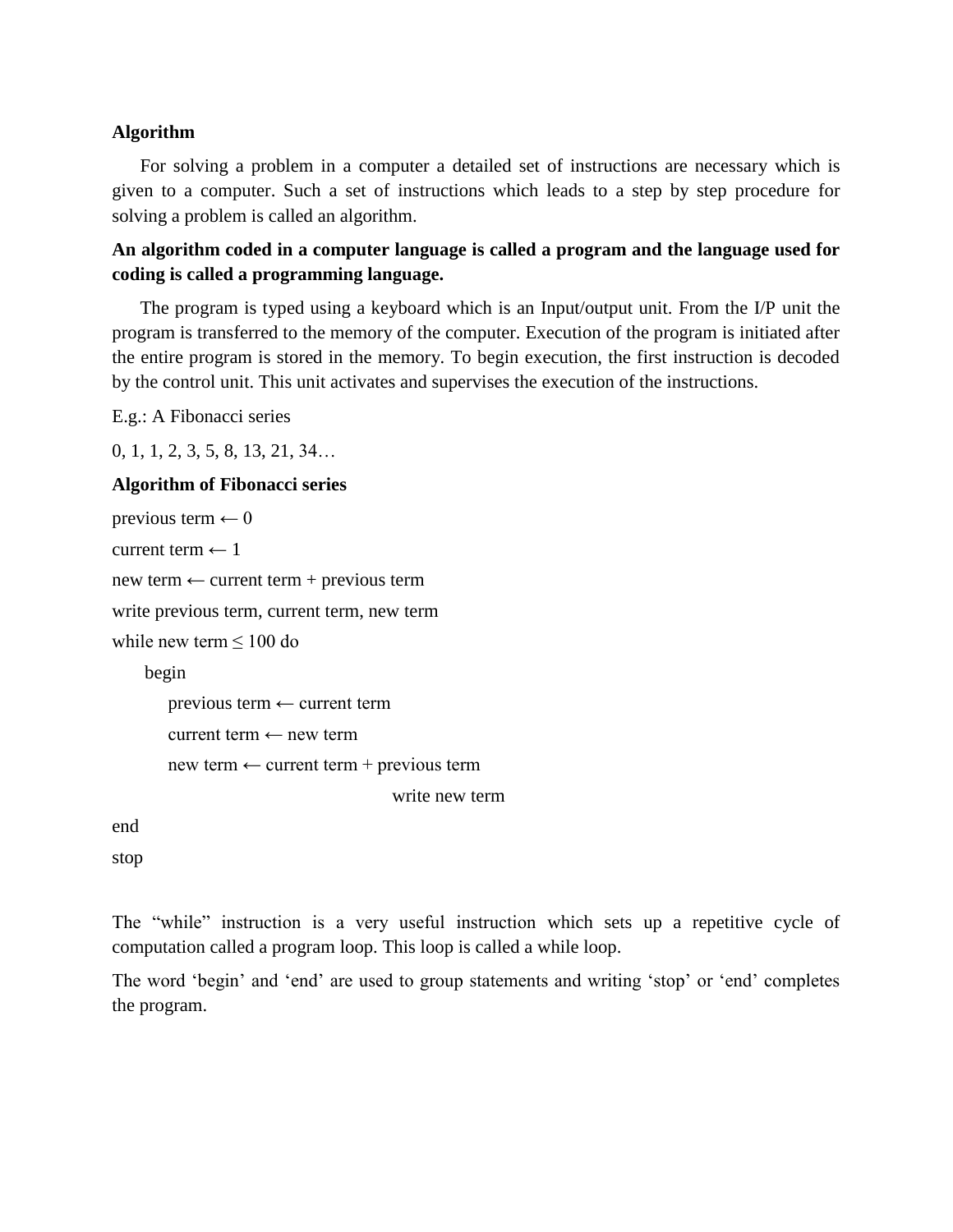**Algorithm**

For solving a problem in a computer a detailed set of instructions are necessary which is given to a computer. Such a set of instructions which leads to a step by step procedure for solving a problem is called an algorithm.

**An algorithm coded in a computer language is called a program and the language used for coding is called a programming language.**

The program is typed using a keyboard which is an Input/output unit. From the I/P unit the program is transferred to the memory of the computer. Execution of the program is initiated after the entire program is stored in the memory. To begin execution, the first instruction is decoded by the control unit. This unit activates and supervises the execution of the instructions.

E.g.: A Fibonacci series

0, 1, 1, 2, 3, 5, 8, 13, 21, 34…

**Algorithm of Fibonacci series**

```
previous term ← 0
current term ← 1
new term ← current term + previous term
write previous term, current term, new term
while new term ≤ 100 do
    begin
        previous term ← current term
        current term ← new term
        new term ← current term + previous term
                                      write new term
end
stop
```

The "while" instruction is a very useful instruction which sets up a repetitive cycle of computation called a program loop. This loop is called a while loop.

The word 'begin' and 'end' are used to group statements and writing 'stop' or 'end' completes the program.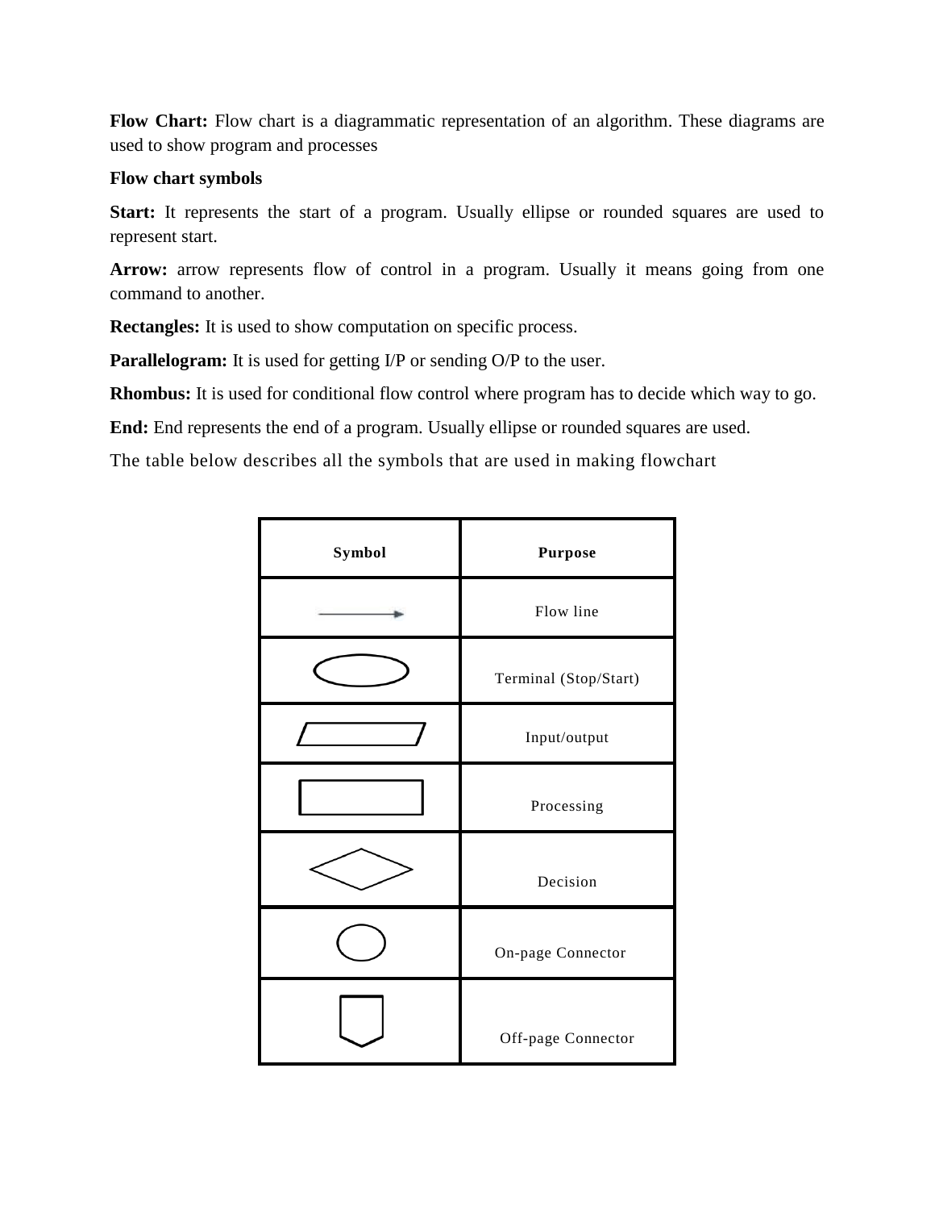**Flow Chart:** Flow chart is a diagrammatic representation of an algorithm. These diagrams are used to show program and processes

**Flow chart symbols**

**Start:** It represents the start of a program. Usually ellipse or rounded squares are used to represent start.

**Arrow:** arrow represents flow of control in a program. Usually it means going from one command to another.

**Rectangles:** It is used to show computation on specific process.

**Parallelogram:** It is used for getting I/P or sending O/P to the user.

**Rhombus:** It is used for conditional flow control where program has to decide which way to go.

**End:** End represents the end of a program. Usually ellipse or rounded squares are used.

The table below describes all the symbols that are used in making flowchart

| Symbol | Purpose |
|---|---|
| → | Flow line |
| ⬭ | Terminal (Stop/Start) |
| ▱ | Input/output |
| ▭ | Processing |
| ◇ | Decision |
| ○ | On-page Connector |
| ⬠ | Off-page Connector |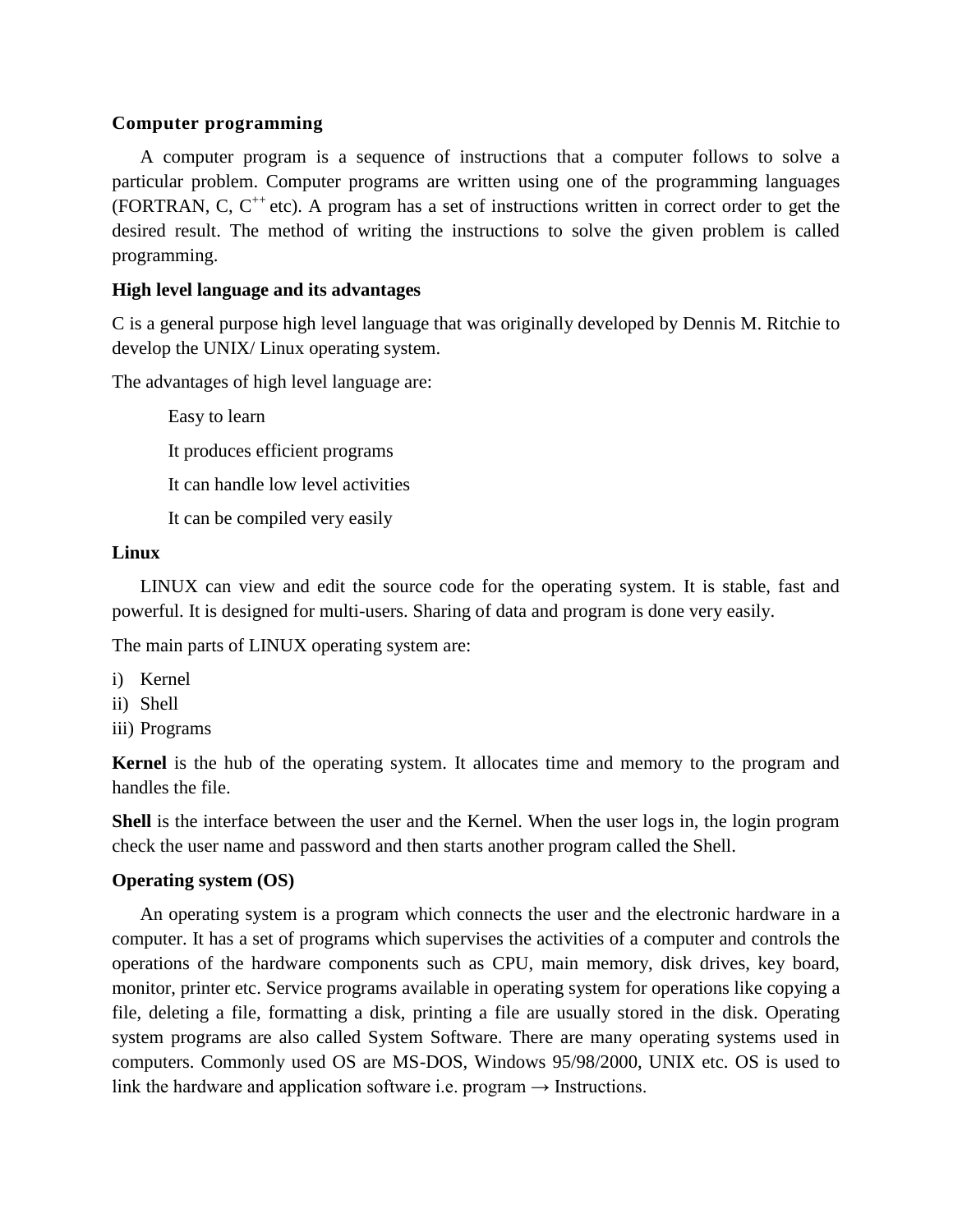## Computer programming

A computer program is a sequence of instructions that a computer follows to solve a particular problem. Computer programs are written using one of the programming languages (FORTRAN, C, $C^{++}$ etc). A program has a set of instructions written in correct order to get the desired result. The method of writing the instructions to solve the given problem is called programming.

## High level language and its advantages

C is a general purpose high level language that was originally developed by Dennis M. Ritchie to develop the UNIX/ Linux operating system.

The advantages of high level language are:

- Easy to learn
- It produces efficient programs
- It can handle low level activities
- It can be compiled very easily

## Linux

LINUX can view and edit the source code for the operating system. It is stable, fast and powerful. It is designed for multi-users. Sharing of data and program is done very easily.

The main parts of LINUX operating system are:

i) Kernel
ii) Shell
iii) Programs

**Kernel** is the hub of the operating system. It allocates time and memory to the program and handles the file.

**Shell** is the interface between the user and the Kernel. When the user logs in, the login program check the user name and password and then starts another program called the Shell.

## Operating system (OS)

An operating system is a program which connects the user and the electronic hardware in a computer. It has a set of programs which supervises the activities of a computer and controls the operations of the hardware components such as CPU, main memory, disk drives, key board, monitor, printer etc. Service programs available in operating system for operations like copying a file, deleting a file, formatting a disk, printing a file are usually stored in the disk. Operating system programs are also called System Software. There are many operating systems used in computers. Commonly used OS are MS-DOS, Windows 95/98/2000, UNIX etc. OS is used to link the hardware and application software i.e. program → Instructions.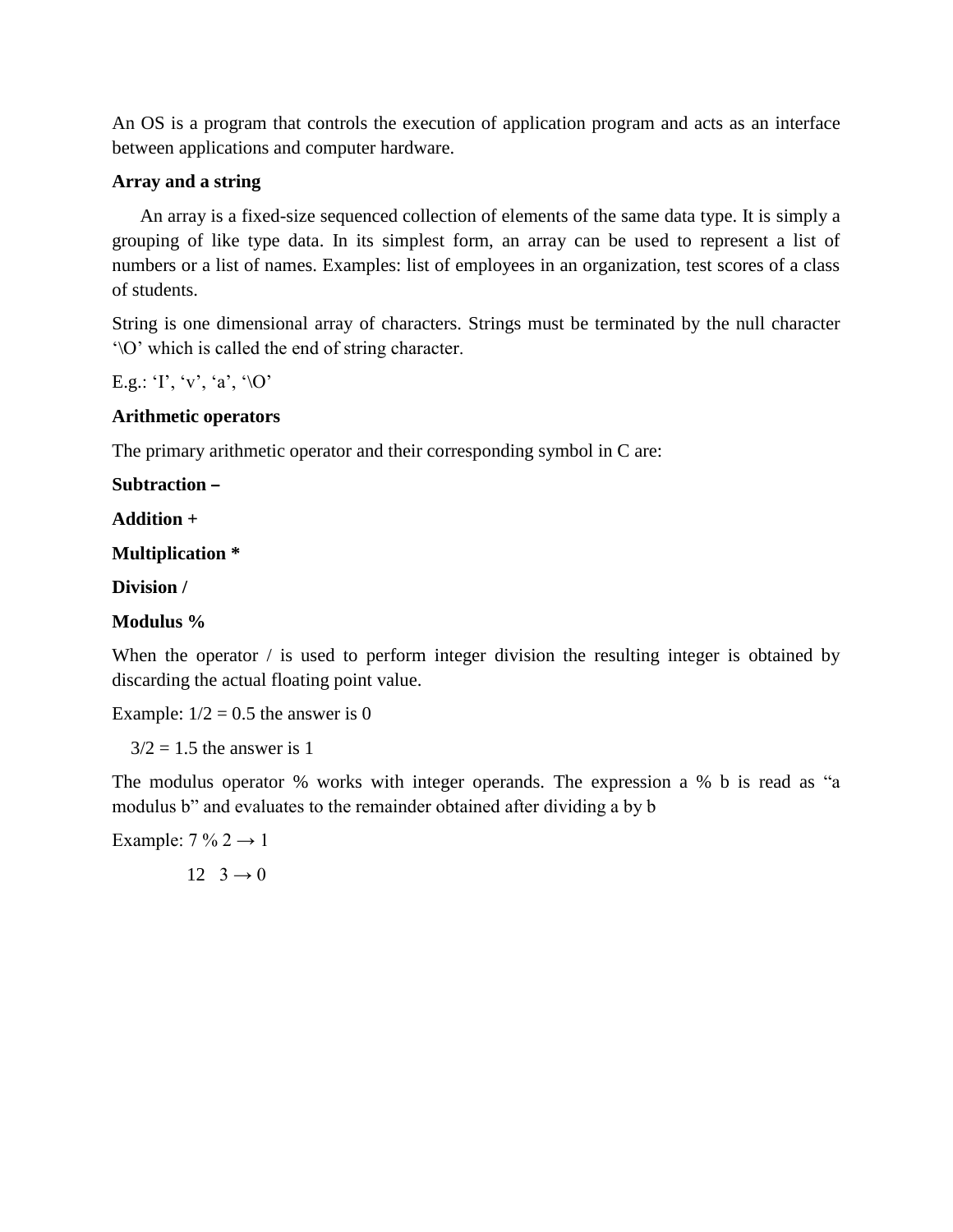An OS is a program that controls the execution of application program and acts as an interface between applications and computer hardware.

**Array and a string**

An array is a fixed-size sequenced collection of elements of the same data type. It is simply a grouping of like type data. In its simplest form, an array can be used to represent a list of numbers or a list of names. Examples: list of employees in an organization, test scores of a class of students.

String is one dimensional array of characters. Strings must be terminated by the null character '\O' which is called the end of string character.

E.g.: 'I', 'v', 'a', '\O'

**Arithmetic operators**

The primary arithmetic operator and their corresponding symbol in C are:

**Subtraction –**

**Addition +**

**Multiplication ***

**Division /**

**Modulus %**

When the operator / is used to perform integer division the resulting integer is obtained by discarding the actual floating point value.

Example: 1/2 = 0.5 the answer is 0

3/2 = 1.5 the answer is 1

The modulus operator % works with integer operands. The expression a % b is read as "a modulus b" and evaluates to the remainder obtained after dividing a by b

Example: 7 % 2 → 1

12 3 → 0